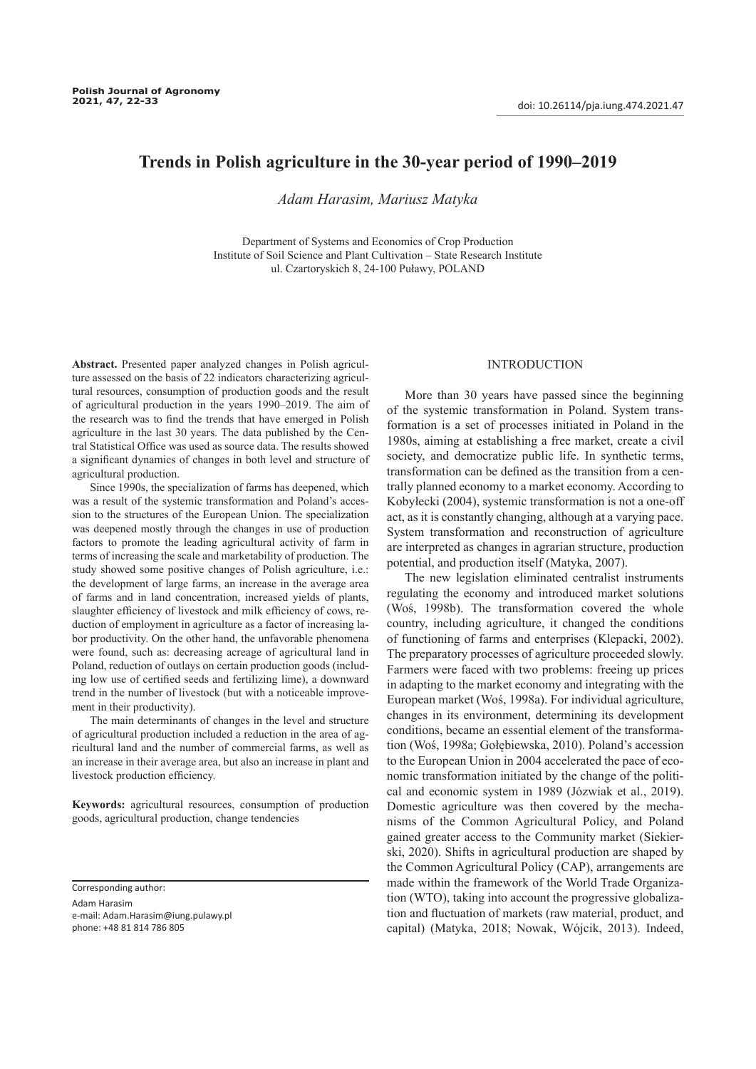# Trends in Polish agriculture in the 30-year period of 1990–2019

*Adam Harasim, Mariusz Matyka*

Department of Systems and Economics of Crop Production
Institute of Soil Science and Plant Cultivation – State Research Institute
ul. Czartoryskich 8, 24-100 Puławy, POLAND

**Abstract.** Presented paper analyzed changes in Polish agriculture assessed on the basis of 22 indicators characterizing agricultural resources, consumption of production goods and the result of agricultural production in the years 1990–2019. The aim of the research was to find the trends that have emerged in Polish agriculture in the last 30 years. The data published by the Central Statistical Office was used as source data. The results showed a significant dynamics of changes in both level and structure of agricultural production.

Since 1990s, the specialization of farms has deepened, which was a result of the systemic transformation and Poland's accession to the structures of the European Union. The specialization was deepened mostly through the changes in use of production factors to promote the leading agricultural activity of farm in terms of increasing the scale and marketability of production. The study showed some positive changes of Polish agriculture, i.e.: the development of large farms, an increase in the average area of farms and in land concentration, increased yields of plants, slaughter efficiency of livestock and milk efficiency of cows, reduction of employment in agriculture as a factor of increasing labor productivity. On the other hand, the unfavorable phenomena were found, such as: decreasing acreage of agricultural land in Poland, reduction of outlays on certain production goods (including low use of certified seeds and fertilizing lime), a downward trend in the number of livestock (but with a noticeable improvement in their productivity).

The main determinants of changes in the level and structure of agricultural production included a reduction in the area of agricultural land and the number of commercial farms, as well as an increase in their average area, but also an increase in plant and livestock production efficiency.

**Keywords:** agricultural resources, consumption of production goods, agricultural production, change tendencies

Corresponding author:
Adam Harasim
e-mail: Adam.Harasim@iung.pulawy.pl
phone: +48 81 814 786 805

## INTRODUCTION

More than 30 years have passed since the beginning of the systemic transformation in Poland. System transformation is a set of processes initiated in Poland in the 1980s, aiming at establishing a free market, create a civil society, and democratize public life. In synthetic terms, transformation can be defined as the transition from a centrally planned economy to a market economy. According to Kobyłecki (2004), systemic transformation is not a one-off act, as it is constantly changing, although at a varying pace. System transformation and reconstruction of agriculture are interpreted as changes in agrarian structure, production potential, and production itself (Matyka, 2007).

The new legislation eliminated centralist instruments regulating the economy and introduced market solutions (Woś, 1998b). The transformation covered the whole country, including agriculture, it changed the conditions of functioning of farms and enterprises (Klepacki, 2002). The preparatory processes of agriculture proceeded slowly. Farmers were faced with two problems: freeing up prices in adapting to the market economy and integrating with the European market (Woś, 1998a). For individual agriculture, changes in its environment, determining its development conditions, became an essential element of the transformation (Woś, 1998a; Gołębiewska, 2010). Poland's accession to the European Union in 2004 accelerated the pace of economic transformation initiated by the change of the political and economic system in 1989 (Józwiak et al., 2019). Domestic agriculture was then covered by the mechanisms of the Common Agricultural Policy, and Poland gained greater access to the Community market (Siekierski, 2020). Shifts in agricultural production are shaped by the Common Agricultural Policy (CAP), arrangements are made within the framework of the World Trade Organization (WTO), taking into account the progressive globalization and fluctuation of markets (raw material, product, and capital) (Matyka, 2018; Nowak, Wójcik, 2013). Indeed,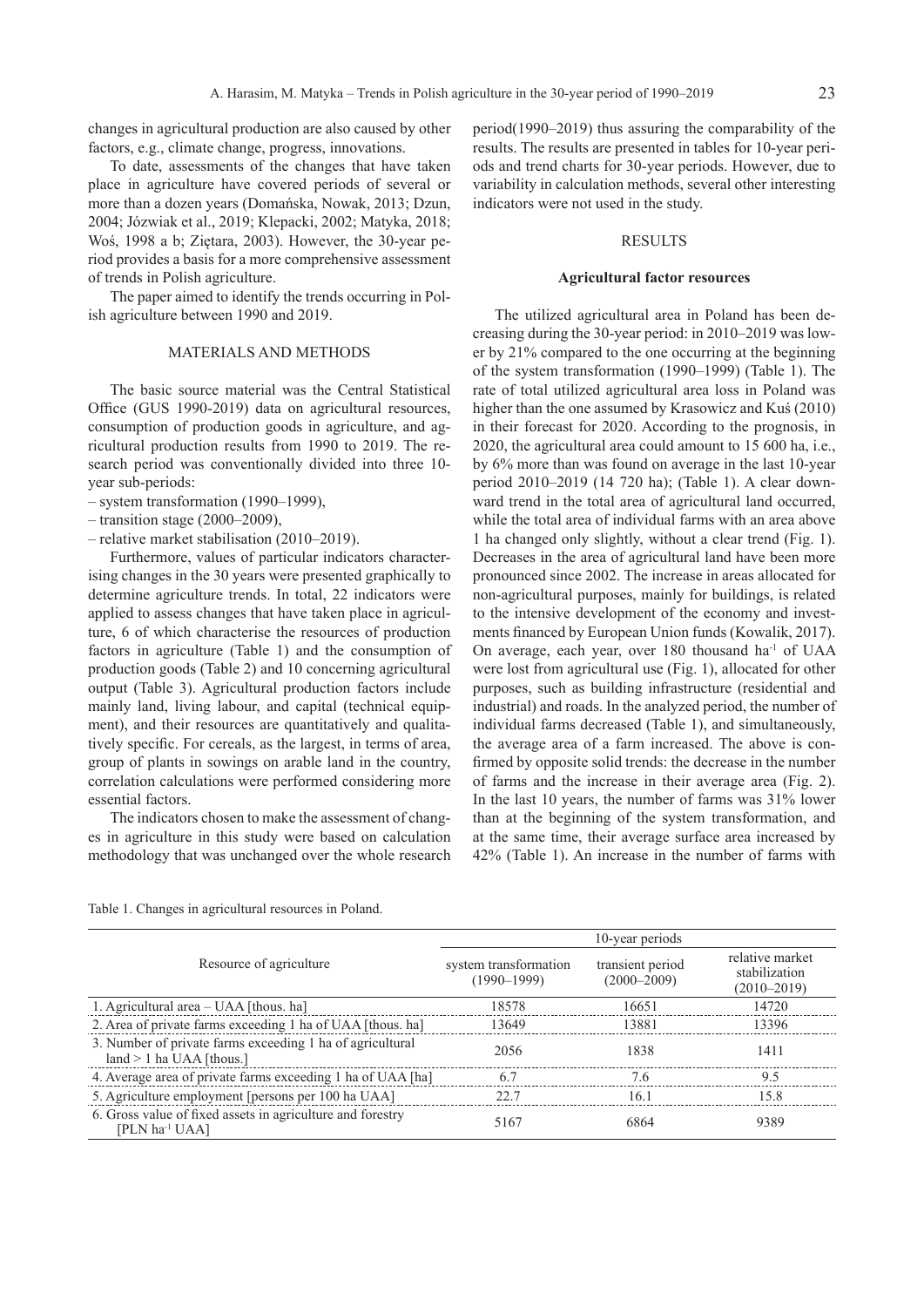changes in agricultural production are also caused by other factors, e.g., climate change, progress, innovations.

To date, assessments of the changes that have taken place in agriculture have covered periods of several or more than a dozen years (Domańska, Nowak, 2013; Dzun, 2004; Józwiak et al., 2019; Klepacki, 2002; Matyka, 2018; Woś, 1998 a b; Ziętara, 2003). However, the 30-year period provides a basis for a more comprehensive assessment of trends in Polish agriculture.

The paper aimed to identify the trends occurring in Polish agriculture between 1990 and 2019.

## MATERIALS AND METHODS

The basic source material was the Central Statistical Office (GUS 1990-2019) data on agricultural resources, consumption of production goods in agriculture, and agricultural production results from 1990 to 2019. The research period was conventionally divided into three 10-year sub-periods:

– system transformation (1990–1999),
– transition stage (2000–2009),
– relative market stabilisation (2010–2019).

Furthermore, values of particular indicators characterising changes in the 30 years were presented graphically to determine agriculture trends. In total, 22 indicators were applied to assess changes that have taken place in agriculture, 6 of which characterise the resources of production factors in agriculture (Table 1) and the consumption of production goods (Table 2) and 10 concerning agricultural output (Table 3). Agricultural production factors include mainly land, living labour, and capital (technical equipment), and their resources are quantitatively and qualitatively specific. For cereals, as the largest, in terms of area, group of plants in sowings on arable land in the country, correlation calculations were performed considering more essential factors.

The indicators chosen to make the assessment of changes in agriculture in this study were based on calculation methodology that was unchanged over the whole research period(1990–2019) thus assuring the comparability of the results. The results are presented in tables for 10-year periods and trend charts for 30-year periods. However, due to variability in calculation methods, several other interesting indicators were not used in the study.

## RESULTS

### Agricultural factor resources

The utilized agricultural area in Poland has been decreasing during the 30-year period: in 2010–2019 was lower by 21% compared to the one occurring at the beginning of the system transformation (1990–1999) (Table 1). The rate of total utilized agricultural area loss in Poland was higher than the one assumed by Krasowicz and Kuś (2010) in their forecast for 2020. According to the prognosis, in 2020, the agricultural area could amount to 15 600 ha, i.e., by 6% more than was found on average in the last 10-year period 2010–2019 (14 720 ha); (Table 1). A clear downward trend in the total area of agricultural land occurred, while the total area of individual farms with an area above 1 ha changed only slightly, without a clear trend (Fig. 1). Decreases in the area of agricultural land have been more pronounced since 2002. The increase in areas allocated for non-agricultural purposes, mainly for buildings, is related to the intensive development of the economy and investments financed by European Union funds (Kowalik, 2017). On average, each year, over 180 thousand ha$^{-1}$ of UAA were lost from agricultural use (Fig. 1), allocated for other purposes, such as building infrastructure (residential and industrial) and roads. In the analyzed period, the number of individual farms decreased (Table 1), and simultaneously, the average area of a farm increased. The above is confirmed by opposite solid trends: the decrease in the number of farms and the increase in their average area (Fig. 2). In the last 10 years, the number of farms was 31% lower than at the beginning of the system transformation, and at the same time, their average surface area increased by 42% (Table 1). An increase in the number of farms with

Table 1. Changes in agricultural resources in Poland.

| Resource of agriculture | 10-year periods | | |
|---|---|---|---|
| | system transformation (1990–1999) | transient period (2000–2009) | relative market stabilization (2010–2019) |
| 1. Agricultural area – UAA [thous. ha] | 18578 | 16651 | 14720 |
| 2. Area of private farms exceeding 1 ha of UAA [thous. ha] | 13649 | 13881 | 13396 |
| 3. Number of private farms exceeding 1 ha of agricultural land > 1 ha UAA [thous.] | 2056 | 1838 | 1411 |
| 4. Average area of private farms exceeding 1 ha of UAA [ha] | 6.7 | 7.6 | 9.5 |
| 5. Agriculture employment [persons per 100 ha UAA] | 22.7 | 16.1 | 15.8 |
| 6. Gross value of fixed assets in agriculture and forestry [PLN ha$^{-1}$ UAA] | 5167 | 6864 | 9389 |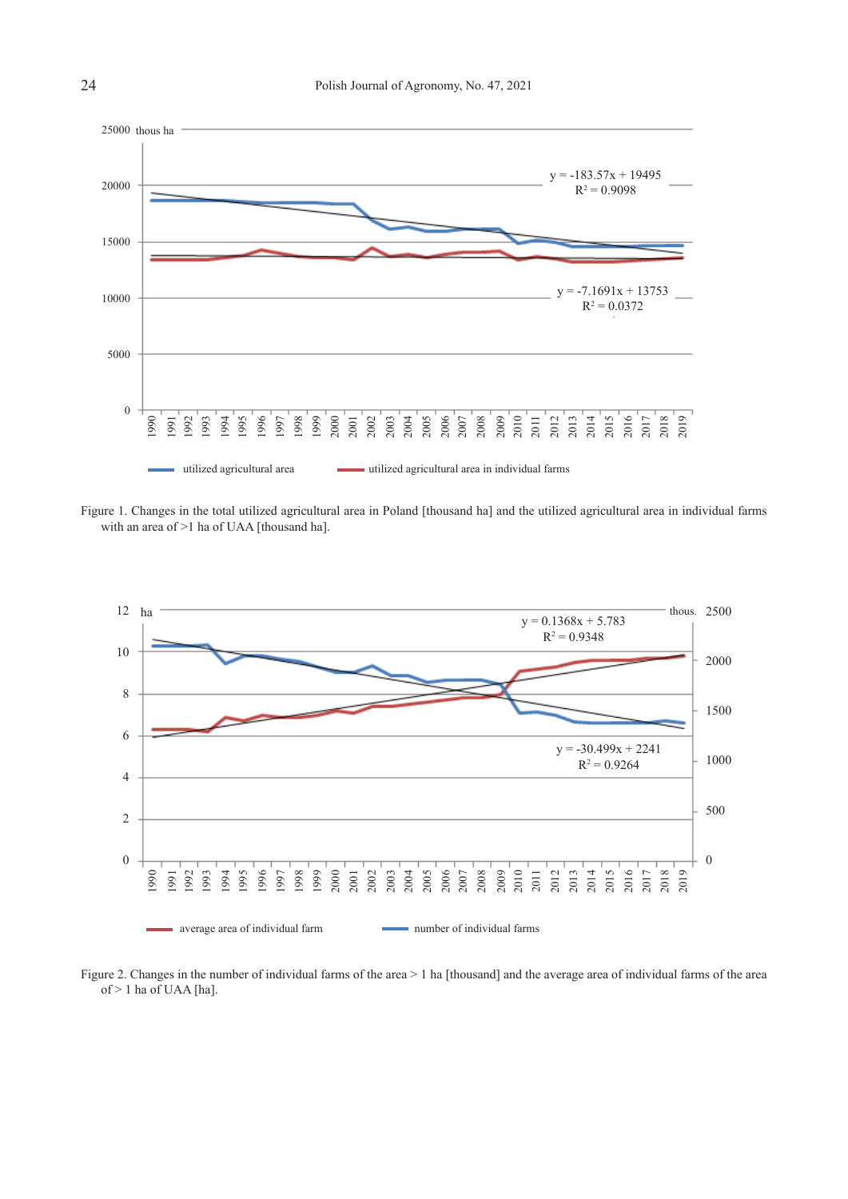Figure 1. Changes in the total utilized agricultural area in Poland [thousand ha] and the utilized agricultural area in individual farms with an area of >1 ha of UAA [thousand ha].

Figure 2. Changes in the number of individual farms of the area > 1 ha [thousand] and the average area of individual farms of the area of > 1 ha of UAA [ha].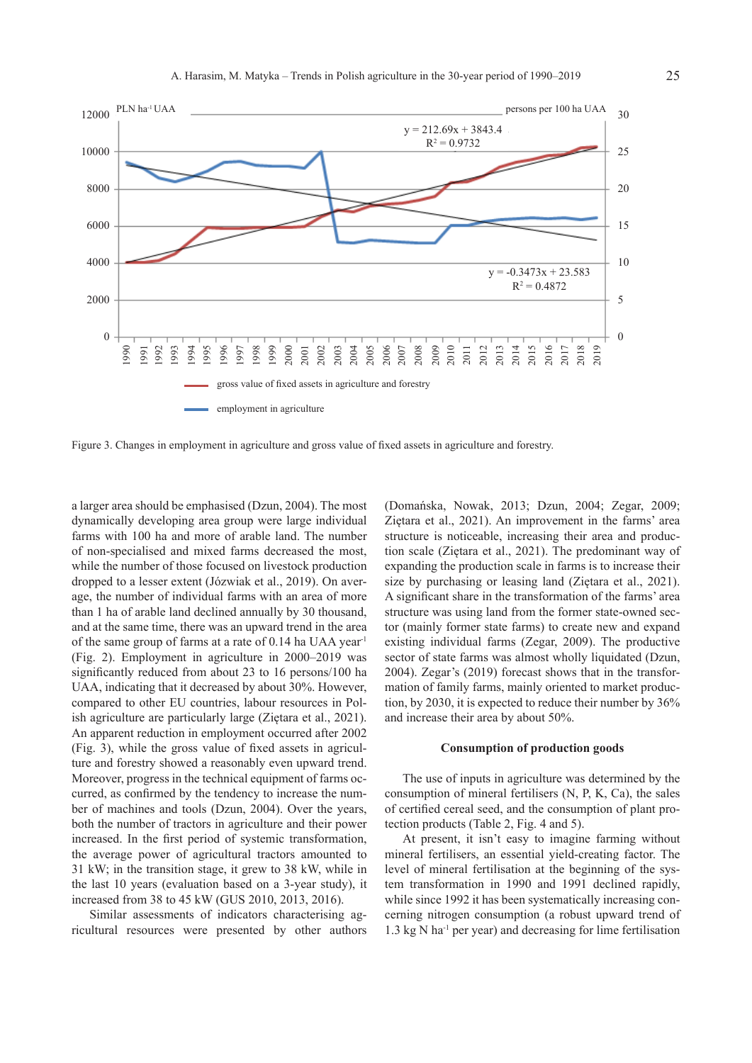Figure 3. Changes in employment in agriculture and gross value of fixed assets in agriculture and forestry.

a larger area should be emphasised (Dzun, 2004). The most dynamically developing area group were large individual farms with 100 ha and more of arable land. The number of non-specialised and mixed farms decreased the most, while the number of those focused on livestock production dropped to a lesser extent (Jóźwiak et al., 2019). On average, the number of individual farms with an area of more than 1 ha of arable land declined annually by 30 thousand, and at the same time, there was an upward trend in the area of the same group of farms at a rate of 0.14 ha UAA year$^{-1}$ (Fig. 2). Employment in agriculture in 2000–2019 was significantly reduced from about 23 to 16 persons/100 ha UAA, indicating that it decreased by about 30%. However, compared to other EU countries, labour resources in Polish agriculture are particularly large (Ziętara et al., 2021). An apparent reduction in employment occurred after 2002 (Fig. 3), while the gross value of fixed assets in agriculture and forestry showed a reasonably even upward trend. Moreover, progress in the technical equipment of farms occurred, as confirmed by the tendency to increase the number of machines and tools (Dzun, 2004). Over the years, both the number of tractors in agriculture and their power increased. In the first period of systemic transformation, the average power of agricultural tractors amounted to 31 kW; in the transition stage, it grew to 38 kW, while in the last 10 years (evaluation based on a 3-year study), it increased from 38 to 45 kW (GUS 2010, 2013, 2016).

Similar assessments of indicators characterising agricultural resources were presented by other authors (Domańska, Nowak, 2013; Dzun, 2004; Zegar, 2009; Ziętara et al., 2021). An improvement in the farms' area structure is noticeable, increasing their area and production scale (Ziętara et al., 2021). The predominant way of expanding the production scale in farms is to increase their size by purchasing or leasing land (Ziętara et al., 2021). A significant share in the transformation of the farms' area structure was using land from the former state-owned sector (mainly former state farms) to create new and expand existing individual farms (Zegar, 2009). The productive sector of state farms was almost wholly liquidated (Dzun, 2004). Zegar's (2019) forecast shows that in the transformation of family farms, mainly oriented to market production, by 2030, it is expected to reduce their number by 36% and increase their area by about 50%.

### Consumption of production goods

The use of inputs in agriculture was determined by the consumption of mineral fertilisers (N, P, K, Ca), the sales of certified cereal seed, and the consumption of plant protection products (Table 2, Fig. 4 and 5).

At present, it isn't easy to imagine farming without mineral fertilisers, an essential yield-creating factor. The level of mineral fertilisation at the beginning of the system transformation in 1990 and 1991 declined rapidly, while since 1992 it has been systematically increasing concerning nitrogen consumption (a robust upward trend of 1.3 kg N ha$^{-1}$ per year) and decreasing for lime fertilisation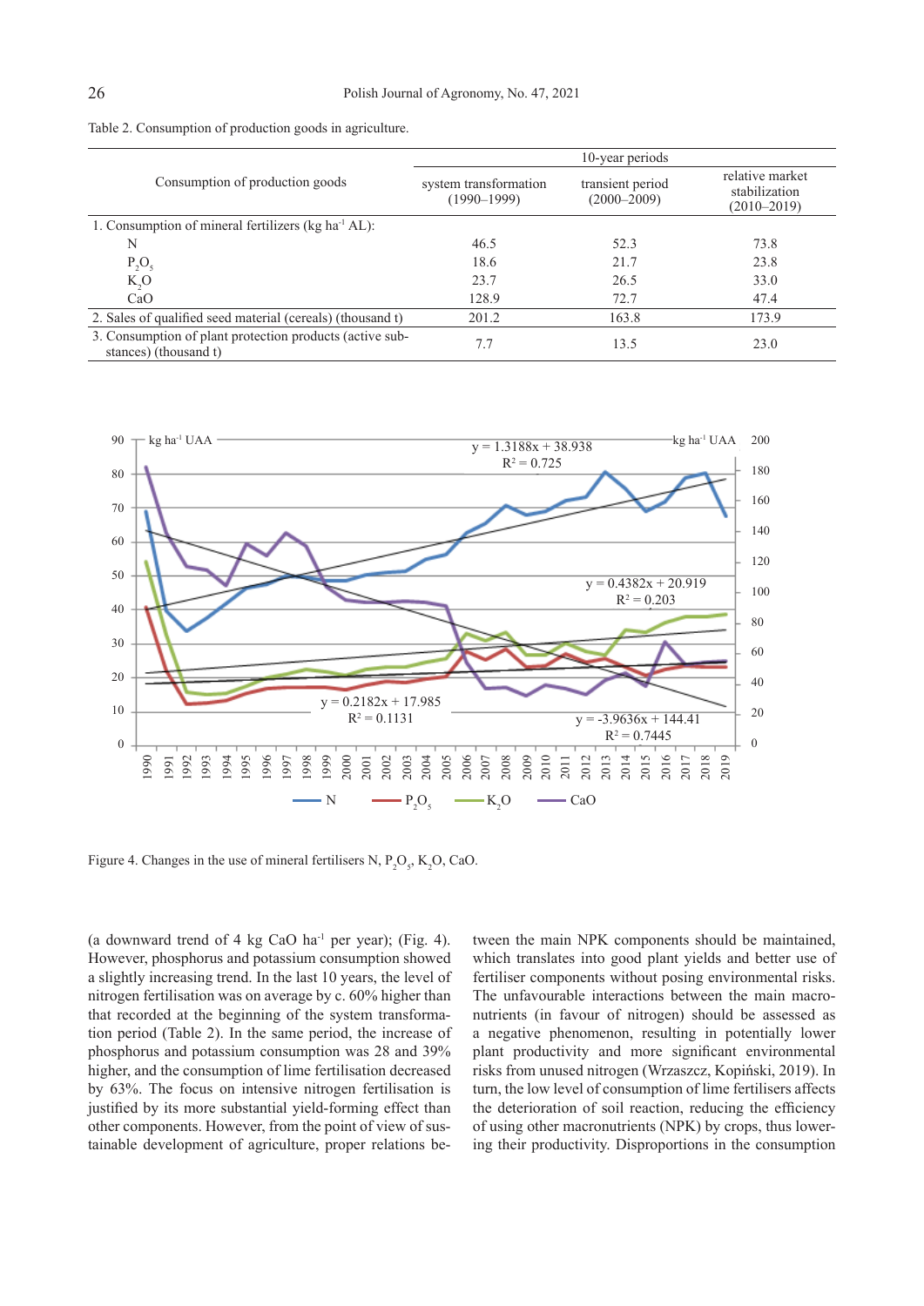Table 2. Consumption of production goods in agriculture.

| Consumption of production goods | 10-year periods | | |
|---|---|---|---|
| | system transformation (1990–1999) | transient period (2000–2009) | relative market stabilization (2010–2019) |
| 1. Consumption of mineral fertilizers (kg ha$^{-1}$ AL): | | | |
| N | 46.5 | 52.3 | 73.8 |
| $P_2O_5$ | 18.6 | 21.7 | 23.8 |
| $K_2O$ | 23.7 | 26.5 | 33.0 |
| CaO | 128.9 | 72.7 | 47.4 |
| 2. Sales of qualified seed material (cereals) (thousand t) | 201.2 | 163.8 | 173.9 |
| 3. Consumption of plant protection products (active substances) (thousand t) | 7.7 | 13.5 | 23.0 |

Figure 4. Changes in the use of mineral fertilisers N, $P_2O_5$, $K_2O$, CaO.

(a downward trend of 4 kg CaO ha$^{-1}$ per year); (Fig. 4). However, phosphorus and potassium consumption showed a slightly increasing trend. In the last 10 years, the level of nitrogen fertilisation was on average by c. 60% higher than that recorded at the beginning of the system transformation period (Table 2). In the same period, the increase of phosphorus and potassium consumption was 28 and 39% higher, and the consumption of lime fertilisation decreased by 63%. The focus on intensive nitrogen fertilisation is justified by its more substantial yield-forming effect than other components. However, from the point of view of sustainable development of agriculture, proper relations between the main NPK components should be maintained, which translates into good plant yields and better use of fertiliser components without posing environmental risks. The unfavourable interactions between the main macronutrients (in favour of nitrogen) should be assessed as a negative phenomenon, resulting in potentially lower plant productivity and more significant environmental risks from unused nitrogen (Wrzaszcz, Kopiński, 2019). In turn, the low level of consumption of lime fertilisers affects the deterioration of soil reaction, reducing the efficiency of using other macronutrients (NPK) by crops, thus lowering their productivity. Disproportions in the consumption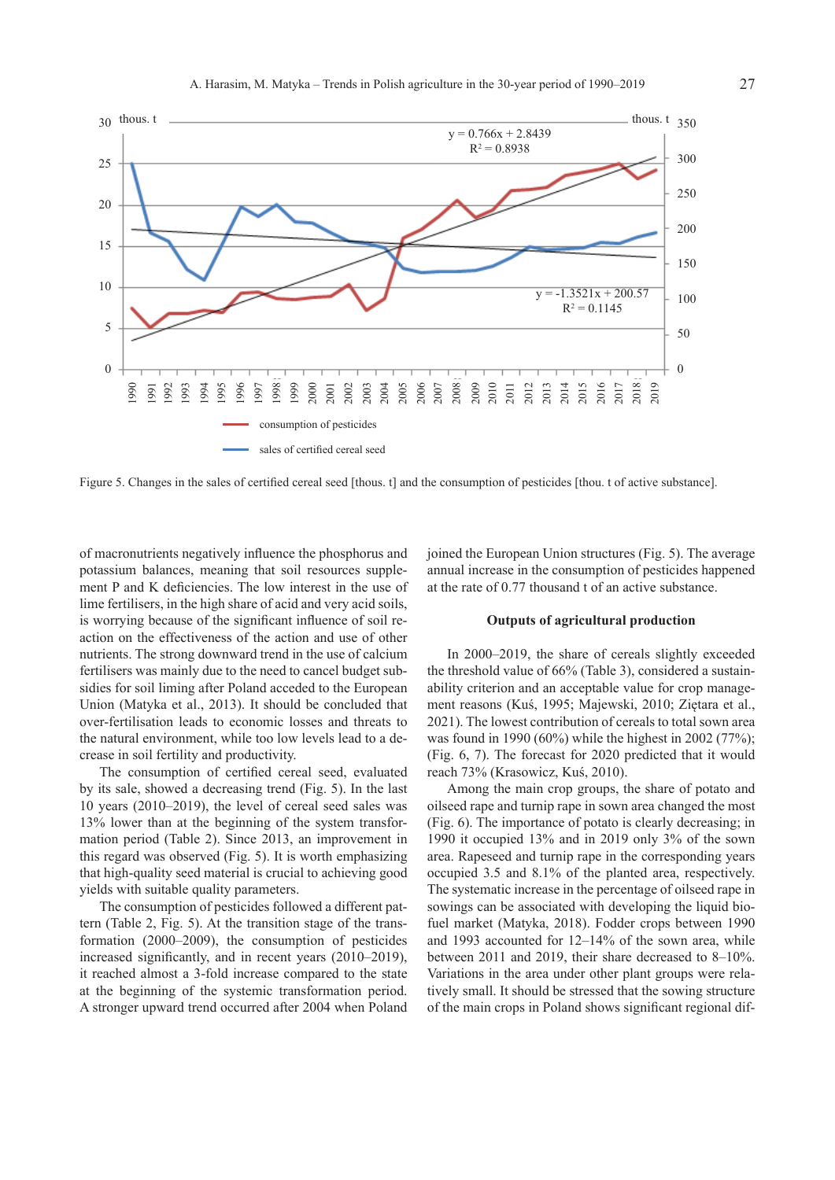Figure 5. Changes in the sales of certified cereal seed [thous. t] and the consumption of pesticides [thou. t of active substance].

of macronutrients negatively influence the phosphorus and potassium balances, meaning that soil resources supplement P and K deficiencies. The low interest in the use of lime fertilisers, in the high share of acid and very acid soils, is worrying because of the significant influence of soil reaction on the effectiveness of the action and use of other nutrients. The strong downward trend in the use of calcium fertilisers was mainly due to the need to cancel budget subsidies for soil liming after Poland acceded to the European Union (Matyka et al., 2013). It should be concluded that over-fertilisation leads to economic losses and threats to the natural environment, while too low levels lead to a decrease in soil fertility and productivity.

The consumption of certified cereal seed, evaluated by its sale, showed a decreasing trend (Fig. 5). In the last 10 years (2010–2019), the level of cereal seed sales was 13% lower than at the beginning of the system transformation period (Table 2). Since 2013, an improvement in this regard was observed (Fig. 5). It is worth emphasizing that high-quality seed material is crucial to achieving good yields with suitable quality parameters.

The consumption of pesticides followed a different pattern (Table 2, Fig. 5). At the transition stage of the transformation (2000–2009), the consumption of pesticides increased significantly, and in recent years (2010–2019), it reached almost a 3-fold increase compared to the state at the beginning of the systemic transformation period. A stronger upward trend occurred after 2004 when Poland joined the European Union structures (Fig. 5). The average annual increase in the consumption of pesticides happened at the rate of 0.77 thousand t of an active substance.

## Outputs of agricultural production

In 2000–2019, the share of cereals slightly exceeded the threshold value of 66% (Table 3), considered a sustainability criterion and an acceptable value for crop management reasons (Kuś, 1995; Majewski, 2010; Ziętara et al., 2021). The lowest contribution of cereals to total sown area was found in 1990 (60%) while the highest in 2002 (77%); (Fig. 6, 7). The forecast for 2020 predicted that it would reach 73% (Krasowicz, Kuś, 2010).

Among the main crop groups, the share of potato and oilseed rape and turnip rape in sown area changed the most (Fig. 6). The importance of potato is clearly decreasing; in 1990 it occupied 13% and in 2019 only 3% of the sown area. Rapeseed and turnip rape in the corresponding years occupied 3.5 and 8.1% of the planted area, respectively. The systematic increase in the percentage of oilseed rape in sowings can be associated with developing the liquid biofuel market (Matyka, 2018). Fodder crops between 1990 and 1993 accounted for 12–14% of the sown area, while between 2011 and 2019, their share decreased to 8–10%. Variations in the area under other plant groups were relatively small. It should be stressed that the sowing structure of the main crops in Poland shows significant regional dif-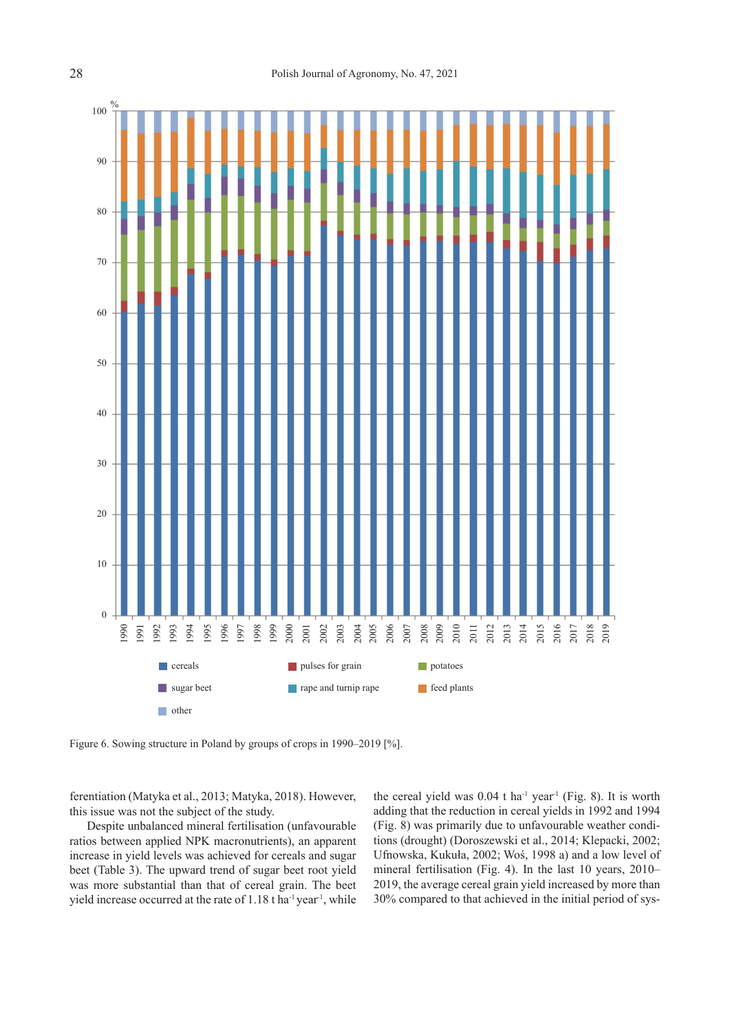Figure 6. Sowing structure in Poland by groups of crops in 1990–2019 [%].

ferentiation (Matyka et al., 2013; Matyka, 2018). However, this issue was not the subject of the study.

Despite unbalanced mineral fertilisation (unfavourable ratios between applied NPK macronutrients), an apparent increase in yield levels was achieved for cereals and sugar beet (Table 3). The upward trend of sugar beet root yield was more substantial than that of cereal grain. The beet yield increase occurred at the rate of 1.18 t $ha^{-1}$ $year^{-1}$, while the cereal yield was 0.04 t $ha^{-1}$ $year^{-1}$ (Fig. 8). It is worth adding that the reduction in cereal yields in 1992 and 1994 (Fig. 8) was primarily due to unfavourable weather conditions (drought) (Doroszewski et al., 2014; Klepacki, 2002; Ufnowska, Kukuła, 2002; Woś, 1998 a) and a low level of mineral fertilisation (Fig. 4). In the last 10 years, 2010–2019, the average cereal grain yield increased by more than 30% compared to that achieved in the initial period of sys-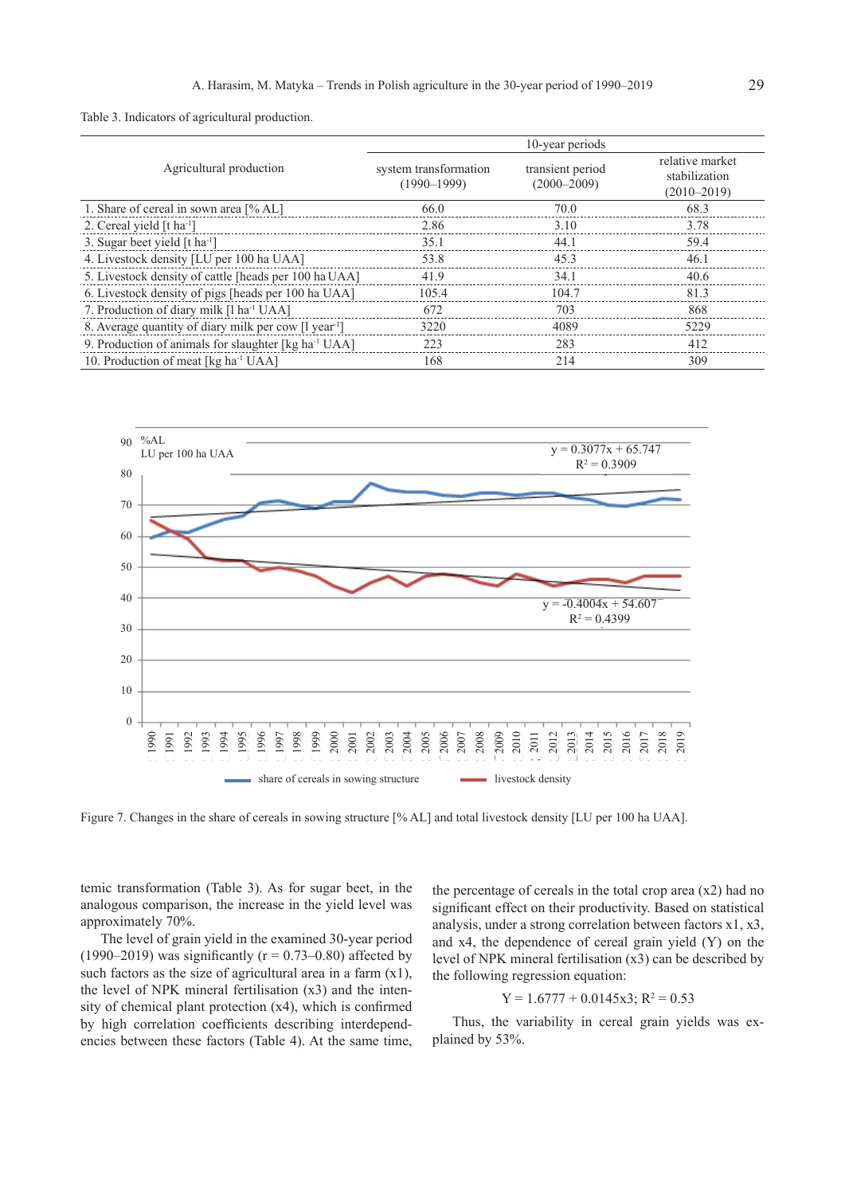Table 3. Indicators of agricultural production.

| Agricultural production | 10-year periods | | |
|---|---|---|---|
| | system transformation (1990–1999) | transient period (2000–2009) | relative market stabilization (2010–2019) |
| 1. Share of cereal in sown area [% AL] | 66.0 | 70.0 | 68.3 |
| 2. Cereal yield [t ha$^{-1}$] | 2.86 | 3.10 | 3.78 |
| 3. Sugar beet yield [t ha$^{-1}$] | 35.1 | 44.1 | 59.4 |
| 4. Livestock density [LU per 100 ha UAA] | 53.8 | 45.3 | 46.1 |
| 5. Livestock density of cattle [heads per 100 ha UAA] | 41.9 | 34.1 | 40.6 |
| 6. Livestock density of pigs [heads per 100 ha UAA] | 105.4 | 104.7 | 81.3 |
| 7. Production of diary milk [l ha$^{-1}$ UAA] | 672 | 703 | 868 |
| 8. Average quantity of diary milk per cow [l year$^{-1}$] | 3220 | 4089 | 5229 |
| 9. Production of animals for slaughter [kg ha$^{-1}$ UAA] | 223 | 283 | 412 |
| 10. Production of meat [kg ha$^{-1}$ UAA] | 168 | 214 | 309 |

Figure 7. Changes in the share of cereals in sowing structure [% AL] and total livestock density [LU per 100 ha UAA].

temic transformation (Table 3). As for sugar beet, in the analogous comparison, the increase in the yield level was approximately 70%.

The level of grain yield in the examined 30-year period (1990–2019) was significantly (r = 0.73–0.80) affected by such factors as the size of agricultural area in a farm ($x1$), the level of NPK mineral fertilisation ($x3$) and the intensity of chemical plant protection ($x4$), which is confirmed by high correlation coefficients describing interdependencies between these factors (Table 4). At the same time, the percentage of cereals in the total crop area ($x2$) had no significant effect on their productivity. Based on statistical analysis, under a strong correlation between factors $x1$, $x3$, and $x4$, the dependence of cereal grain yield (Y) on the level of NPK mineral fertilisation ($x3$) can be described by the following regression equation:

$$Y = 1.6777 + 0.0145x3;\ R^2 = 0.53$$

Thus, the variability in cereal grain yields was explained by 53%.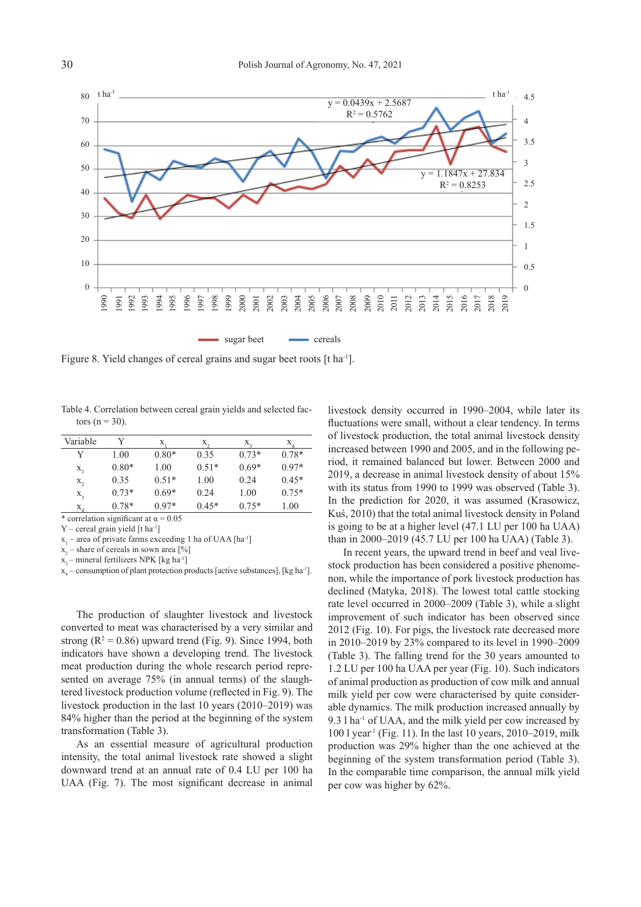Figure 8. Yield changes of cereal grains and sugar beet roots [t ha$^{-1}$].

Table 4. Correlation between cereal grain yields and selected factors (n = 30).

| Variable | Y | $x_1$ | $x_2$ | $x_3$ | $x_4$ |
|---|---|---|---|---|---|
| Y | 1.00 | 0.80* | 0.35 | 0.73* | 0.78* |
| $x_1$ | 0.80* | 1.00 | 0.51* | 0.69* | 0.97* |
| $x_2$ | 0.35 | 0.51* | 1.00 | 0.24 | 0.45* |
| $x_3$ | 0.73* | 0.69* | 0.24 | 1.00 | 0.75* |
| $x_4$ | 0.78* | 0.97* | 0.45* | 0.75* | 1.00 |

\* correlation significant at α = 0.05
Y – cereal grain yield [t ha$^{-1}$]
$x_1$ – area of private farms exceeding 1 ha of UAA [ha$^{-1}$]
$x_2$ – share of cereals in sown area [%]
$x_3$ – mineral fertilizers NPK [kg ha$^{-1}$]
$x_4$ – consumption of plant protection products [active substances], [kg ha$^{-1}$].

The production of slaughter livestock and livestock converted to meat was characterised by a very similar and strong ($R^2$ = 0.86) upward trend (Fig. 9). Since 1994, both indicators have shown a developing trend. The livestock meat production during the whole research period represented on average 75% (in annual terms) of the slaughtered livestock production volume (reflected in Fig. 9). The livestock production in the last 10 years (2010–2019) was 84% higher than the period at the beginning of the system transformation (Table 3).

As an essential measure of agricultural production intensity, the total animal livestock rate showed a slight downward trend at an annual rate of 0.4 LU per 100 ha UAA (Fig. 7). The most significant decrease in animal livestock density occurred in 1990–2004, while later its fluctuations were small, without a clear tendency. In terms of livestock production, the total animal livestock density increased between 1990 and 2005, and in the following period, it remained balanced but lower. Between 2000 and 2019, a decrease in animal livestock density of about 15% with its status from 1990 to 1999 was observed (Table 3). In the prediction for 2020, it was assumed (Krasowicz, Kuś, 2010) that the total animal livestock density in Poland is going to be at a higher level (47.1 LU per 100 ha UAA) than in 2000–2019 (45.7 LU per 100 ha UAA) (Table 3).

In recent years, the upward trend in beef and veal livestock production has been considered a positive phenomenon, while the importance of pork livestock production has declined (Matyka, 2018). The lowest total cattle stocking rate level occurred in 2000–2009 (Table 3), while a slight improvement of such indicator has been observed since 2012 (Fig. 10). For pigs, the livestock rate decreased more in 2010–2019 by 23% compared to its level in 1990–2009 (Table 3). The falling trend for the 30 years amounted to 1.2 LU per 100 ha UAA per year (Fig. 10). Such indicators of animal production as production of cow milk and annual milk yield per cow were characterised by quite considerable dynamics. The milk production increased annually by 9.3 l ha$^{-1}$ of UAA, and the milk yield per cow increased by 100 l year$^{-1}$ (Fig. 11). In the last 10 years, 2010–2019, milk production was 29% higher than the one achieved at the beginning of the system transformation period (Table 3). In the comparable time comparison, the annual milk yield per cow was higher by 62%.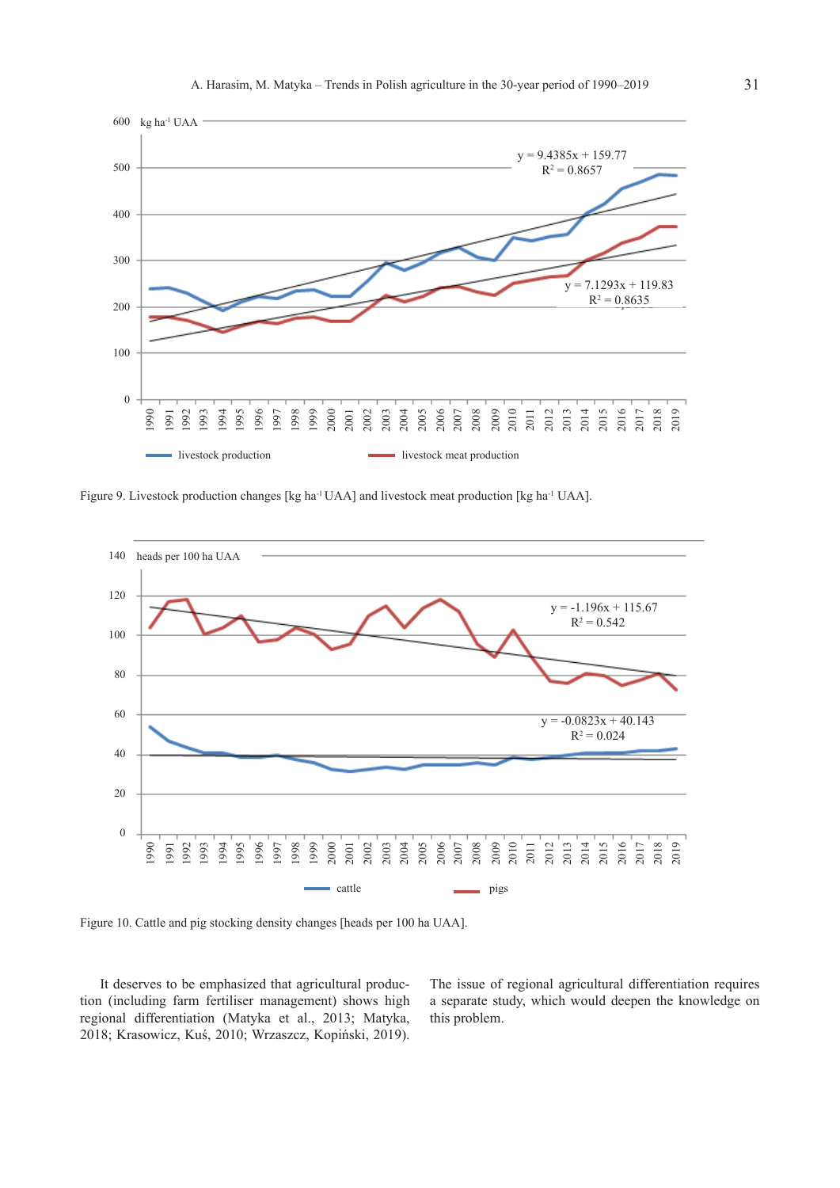Figure 9. Livestock production changes [kg ha$^{-1}$ UAA] and livestock meat production [kg ha$^{-1}$ UAA].

Figure 10. Cattle and pig stocking density changes [heads per 100 ha UAA].

It deserves to be emphasized that agricultural production (including farm fertiliser management) shows high regional differentiation (Matyka et al., 2013; Matyka, 2018; Krasowicz, Kuś, 2010; Wrzaszcz, Kopiński, 2019). The issue of regional agricultural differentiation requires a separate study, which would deepen the knowledge on this problem.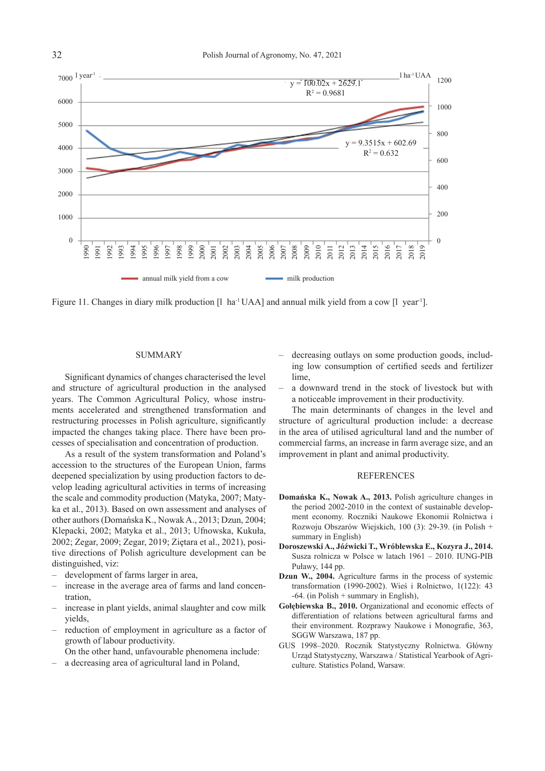Figure 11. Changes in diary milk production [l  ha$^{-1}$ UAA] and annual milk yield from a cow [l  year$^{-1}$].

## SUMMARY

Significant dynamics of changes characterised the level and structure of agricultural production in the analysed years. The Common Agricultural Policy, whose instruments accelerated and strengthened transformation and restructuring processes in Polish agriculture, significantly impacted the changes taking place. There have been processes of specialisation and concentration of production.

As a result of the system transformation and Poland's accession to the structures of the European Union, farms deepened specialization by using production factors to develop leading agricultural activities in terms of increasing the scale and commodity production (Matyka, 2007; Matyka et al., 2013). Based on own assessment and analyses of other authors (Domańska K., Nowak A., 2013; Dzun, 2004; Klepacki, 2002; Matyka et al., 2013; Ufnowska, Kukuła, 2002; Zegar, 2009; Zegar, 2019; Ziętara et al., 2021), positive directions of Polish agriculture development can be distinguished, viz:

- development of farms larger in area,
- increase in the average area of farms and land concentration,
- increase in plant yields, animal slaughter and cow milk yields,
- reduction of employment in agriculture as a factor of growth of labour productivity.

On the other hand, unfavourable phenomena include:

- a decreasing area of agricultural land in Poland,
- decreasing outlays on some production goods, including low consumption of certified seeds and fertilizer lime,
- a downward trend in the stock of livestock but with a noticeable improvement in their productivity.

The main determinants of changes in the level and structure of agricultural production include: a decrease in the area of utilised agricultural land and the number of commercial farms, an increase in farm average size, and an improvement in plant and animal productivity.

## REFERENCES

**Domańska K., Nowak A., 2013.** Polish agriculture changes in the period 2002-2010 in the context of sustainable development economy. Roczniki Naukowe Ekonomii Rolnictwa i Rozwoju Obszarów Wiejskich, 100 (3): 29-39. (in Polish + summary in English)

**Doroszewski A., Jóźwicki T., Wróblewska E., Kozyra J., 2014.** Susza rolnicza w Polsce w latach 1961 – 2010. IUNG-PIB Puławy, 144 pp.

**Dzun W., 2004.** Agriculture farms in the process of systemic transformation (1990-2002). Wieś i Rolnictwo, 1(122): 43 -64. (in Polish + summary in English),

**Gołębiewska B., 2010.** Organizational and economic effects of differentiation of relations between agricultural farms and their environment. Rozprawy Naukowe i Monografie, 363, SGGW Warszawa, 187 pp.

GUS 1998–2020. Rocznik Statystyczny Rolnictwa. Główny Urząd Statystyczny, Warszawa / Statistical Yearbook of Agriculture. Statistics Poland, Warsaw.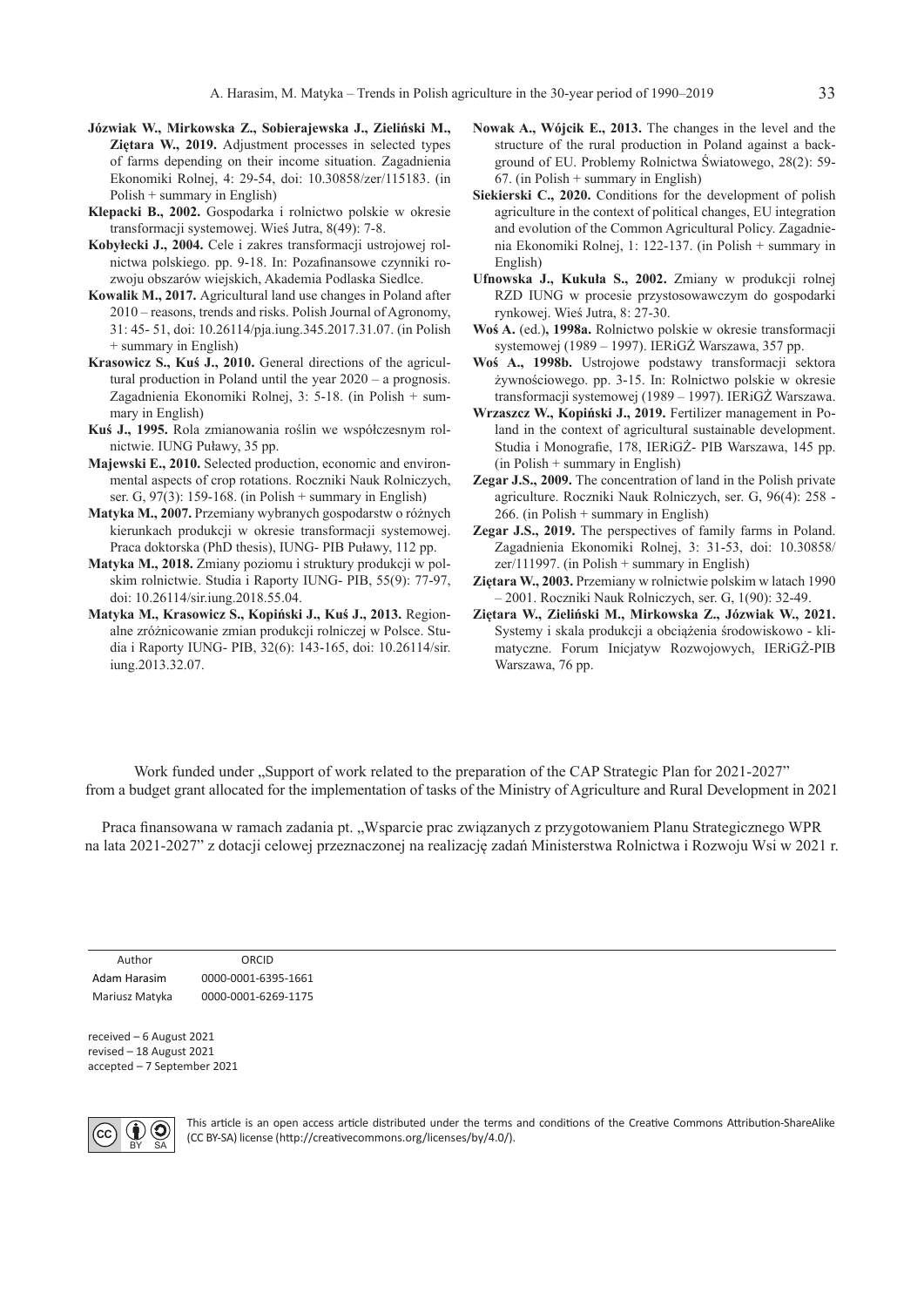**Józwiak W., Mirkowska Z., Sobierajewska J., Zieliński M., Ziętara W., 2019.** Adjustment processes in selected types of farms depending on their income situation. Zagadnienia Ekonomiki Rolnej, 4: 29-54, doi: 10.30858/zer/115183. (in Polish + summary in English)

**Klepacki B., 2002.** Gospodarka i rolnictwo polskie w okresie transformacji systemowej. Wieś Jutra, 8(49): 7-8.

**Kobyłecki J., 2004.** Cele i zakres transformacji ustrojowej rolnictwa polskiego. pp. 9-18. In: Pozafinansowe czynniki rozwoju obszarów wiejskich, Akademia Podlaska Siedlce.

**Kowalik M., 2017.** Agricultural land use changes in Poland after 2010 – reasons, trends and risks. Polish Journal of Agronomy, 31: 45- 51, doi: 10.26114/pja.iung.345.2017.31.07. (in Polish + summary in English)

**Krasowicz S., Kuś J., 2010.** General directions of the agricultural production in Poland until the year 2020 – a prognosis. Zagadnienia Ekonomiki Rolnej, 3: 5-18. (in Polish + summary in English)

**Kuś J., 1995.** Rola zmianowania roślin we współczesnym rolnictwie. IUNG Puławy, 35 pp.

**Majewski E., 2010.** Selected production, economic and environmental aspects of crop rotations. Roczniki Nauk Rolniczych, ser. G, 97(3): 159-168. (in Polish + summary in English)

**Matyka M., 2007.** Przemiany wybranych gospodarstw o różnych kierunkach produkcji w okresie transformacji systemowej. Praca doktorska (PhD thesis), IUNG- PIB Puławy, 112 pp.

**Matyka M., 2018.** Zmiany poziomu i struktury produkcji w polskim rolnictwie. Studia i Raporty IUNG- PIB, 55(9): 77-97, doi: 10.26114/sir.iung.2018.55.04.

**Matyka M., Krasowicz S., Kopiński J., Kuś J., 2013.** Regionalne zróżnicowanie zmian produkcji rolniczej w Polsce. Studia i Raporty IUNG- PIB, 32(6): 143-165, doi: 10.26114/sir.iung.2013.32.07.

**Nowak A., Wójcik E., 2013.** The changes in the level and the structure of the rural production in Poland against a background of EU. Problemy Rolnictwa Światowego, 28(2): 59-67. (in Polish + summary in English)

**Siekierski C., 2020.** Conditions for the development of polish agriculture in the context of political changes, EU integration and evolution of the Common Agricultural Policy. Zagadnienia Ekonomiki Rolnej, 1: 122-137. (in Polish + summary in English)

**Ufnowska J., Kukuła S., 2002.** Zmiany w produkcji rolnej RZD IUNG w procesie przystosowawczym do gospodarki rynkowej. Wieś Jutra, 8: 27-30.

**Woś A.** (ed.)**, 1998a.** Rolnictwo polskie w okresie transformacji systemowej (1989 – 1997). IERiGŻ Warszawa, 357 pp.

**Woś A., 1998b.** Ustrojowe podstawy transformacji sektora żywnościowego. pp. 3-15. In: Rolnictwo polskie w okresie transformacji systemowej (1989 – 1997). IERiGŻ Warszawa.

**Wrzaszcz W., Kopiński J., 2019.** Fertilizer management in Poland in the context of agricultural sustainable development. Studia i Monografie, 178, IERiGŻ- PIB Warszawa, 145 pp. (in Polish + summary in English)

**Zegar J.S., 2009.** The concentration of land in the Polish private agriculture. Roczniki Nauk Rolniczych, ser. G, 96(4): 258 - 266. (in Polish + summary in English)

**Zegar J.S., 2019.** The perspectives of family farms in Poland. Zagadnienia Ekonomiki Rolnej, 3: 31-53, doi: 10.30858/zer/111997. (in Polish + summary in English)

**Ziętara W., 2003.** Przemiany w rolnictwie polskim w latach 1990 – 2001. Roczniki Nauk Rolniczych, ser. G, 1(90): 32-49.

**Ziętara W., Zieliński M., Mirkowska Z., Józwiak W., 2021.** Systemy i skala produkcji a obciążenia środowiskowo - klimatyczne. Forum Inicjatyw Rozwojowych, IERiGŻ-PIB Warszawa, 76 pp.

Work funded under „Support of work related to the preparation of the CAP Strategic Plan for 2021-2027" from a budget grant allocated for the implementation of tasks of the Ministry of Agriculture and Rural Development in 2021

Praca finansowana w ramach zadania pt. „Wsparcie prac związanych z przygotowaniem Planu Strategicznego WPR na lata 2021-2027" z dotacji celowej przeznaczonej na realizację zadań Ministerstwa Rolnictwa i Rozwoju Wsi w 2021 r.

| Author | ORCID |
|---|---|
| Adam Harasim | 0000-0001-6395-1661 |
| Mariusz Matyka | 0000-0001-6269-1175 |

received – 6 August 2021
revised – 18 August 2021
accepted – 7 September 2021

This article is an open access article distributed under the terms and conditions of the Creative Commons Attribution-ShareAlike (CC BY-SA) license (http://creativecommons.org/licenses/by/4.0/).